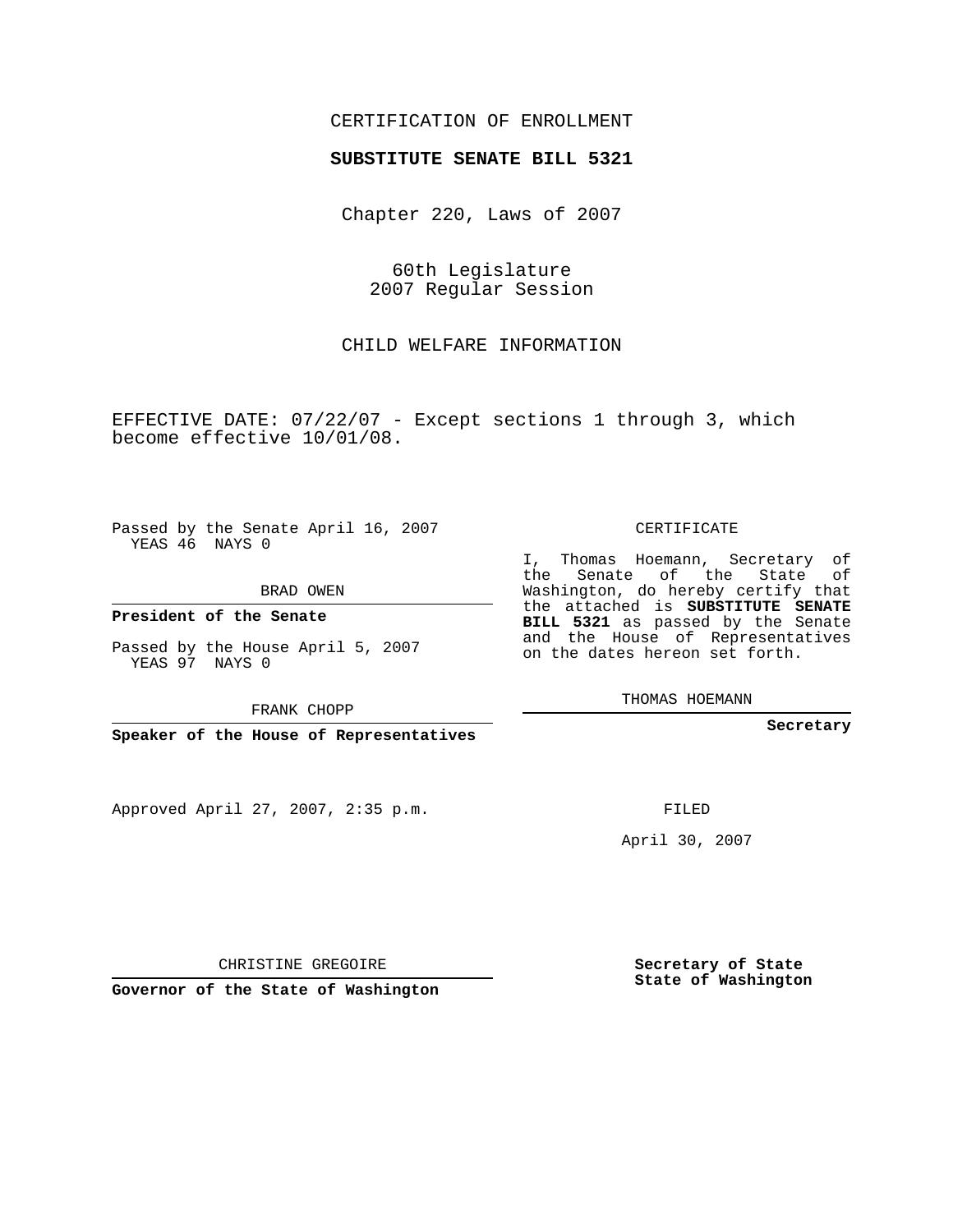CERTIFICATION OF ENROLLMENT

**SUBSTITUTE SENATE BILL 5321**

Chapter 220, Laws of 2007

60th Legislature
2007 Regular Session

CHILD WELFARE INFORMATION

EFFECTIVE DATE: 07/22/07 - Except sections 1 through 3, which become effective 10/01/08.

Passed by the Senate April 16, 2007
YEAS 46 NAYS 0

BRAD OWEN

**President of the Senate**

Passed by the House April 5, 2007
YEAS 97 NAYS 0

FRANK CHOPP

**Speaker of the House of Representatives**

CERTIFICATE

I, Thomas Hoemann, Secretary of the Senate of the State of Washington, do hereby certify that the attached is **SUBSTITUTE SENATE BILL 5321** as passed by the Senate and the House of Representatives on the dates hereon set forth.

THOMAS HOEMANN

**Secretary**

Approved April 27, 2007, 2:35 p.m.

FILED

April 30, 2007

CHRISTINE GREGOIRE

**Governor of the State of Washington**

**Secretary of State**
**State of Washington**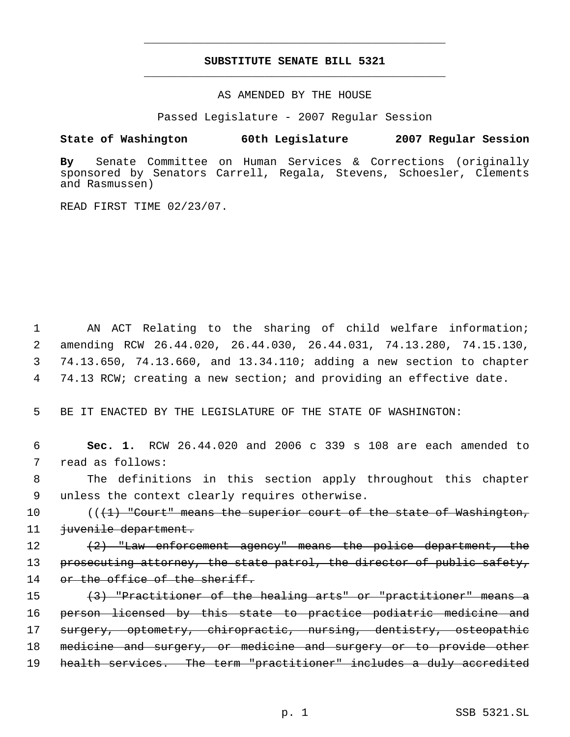# SUBSTITUTE SENATE BILL 5321

AS AMENDED BY THE HOUSE

Passed Legislature - 2007 Regular Session

**State of Washington 60th Legislature 2007 Regular Session**

**By** Senate Committee on Human Services & Corrections (originally sponsored by Senators Carrell, Regala, Stevens, Schoesler, Clements and Rasmussen)

READ FIRST TIME 02/23/07.

1 AN ACT Relating to the sharing of child welfare information; 2 amending RCW 26.44.020, 26.44.030, 26.44.031, 74.13.280, 74.15.130, 3 74.13.650, 74.13.660, and 13.34.110; adding a new section to chapter 4 74.13 RCW; creating a new section; and providing an effective date.

5 BE IT ENACTED BY THE LEGISLATURE OF THE STATE OF WASHINGTON:

6 **Sec. 1.** RCW 26.44.020 and 2006 c 339 s 108 are each amended to 7 read as follows:

8 The definitions in this section apply throughout this chapter 9 unless the context clearly requires otherwise.

10 ((~~(1) "Court" means the superior court of the state of Washington,~~ 11 ~~juvenile department.~~

12 ~~(2) "Law enforcement agency" means the police department, the~~ 13 ~~prosecuting attorney, the state patrol, the director of public safety,~~ 14 ~~or the office of the sheriff.~~

15 ~~(3) "Practitioner of the healing arts" or "practitioner" means a~~ 16 ~~person licensed by this state to practice podiatric medicine and~~ 17 ~~surgery, optometry, chiropractic, nursing, dentistry, osteopathic~~ 18 ~~medicine and surgery, or medicine and surgery or to provide other~~ 19 ~~health services. The term "practitioner" includes a duly accredited~~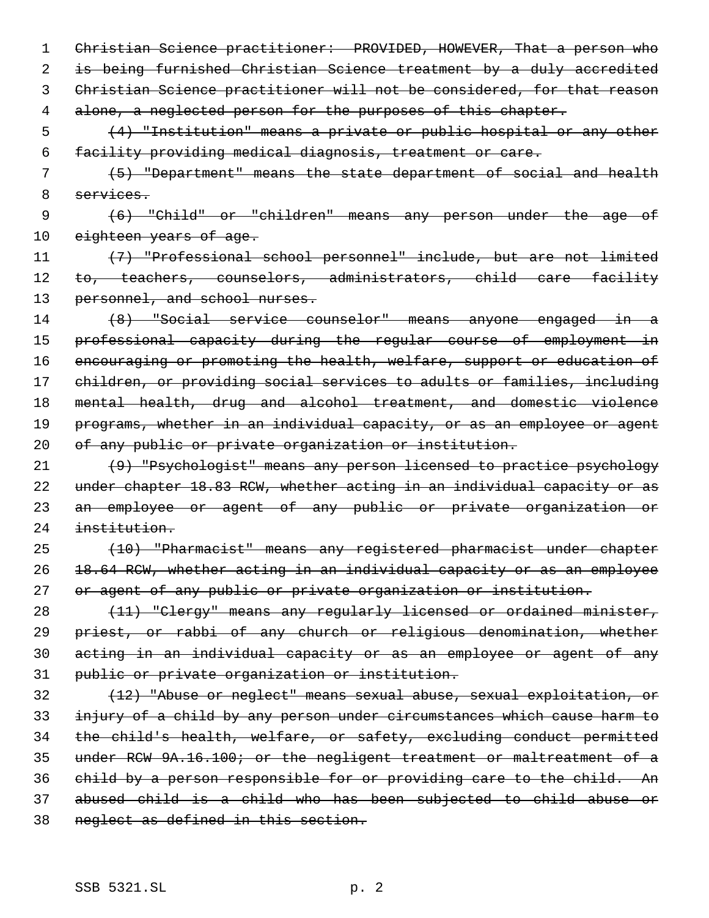~~Christian Science practitioner: PROVIDED, HOWEVER, That a person who is being furnished Christian Science treatment by a duly accredited Christian Science practitioner will not be considered, for that reason alone, a neglected person for the purposes of this chapter.~~

~~(4) "Institution" means a private or public hospital or any other facility providing medical diagnosis, treatment or care.~~

~~(5) "Department" means the state department of social and health services.~~

~~(6) "Child" or "children" means any person under the age of eighteen years of age.~~

~~(7) "Professional school personnel" include, but are not limited to, teachers, counselors, administrators, child care facility personnel, and school nurses.~~

~~(8) "Social service counselor" means anyone engaged in a professional capacity during the regular course of employment in encouraging or promoting the health, welfare, support or education of children, or providing social services to adults or families, including mental health, drug and alcohol treatment, and domestic violence programs, whether in an individual capacity, or as an employee or agent of any public or private organization or institution.~~

~~(9) "Psychologist" means any person licensed to practice psychology under chapter 18.83 RCW, whether acting in an individual capacity or as an employee or agent of any public or private organization or institution.~~

~~(10) "Pharmacist" means any registered pharmacist under chapter 18.64 RCW, whether acting in an individual capacity or as an employee or agent of any public or private organization or institution.~~

~~(11) "Clergy" means any regularly licensed or ordained minister, priest, or rabbi of any church or religious denomination, whether acting in an individual capacity or as an employee or agent of any public or private organization or institution.~~

~~(12) "Abuse or neglect" means sexual abuse, sexual exploitation, or injury of a child by any person under circumstances which cause harm to the child's health, welfare, or safety, excluding conduct permitted under RCW 9A.16.100; or the negligent treatment or maltreatment of a child by a person responsible for or providing care to the child. An abused child is a child who has been subjected to child abuse or neglect as defined in this section.~~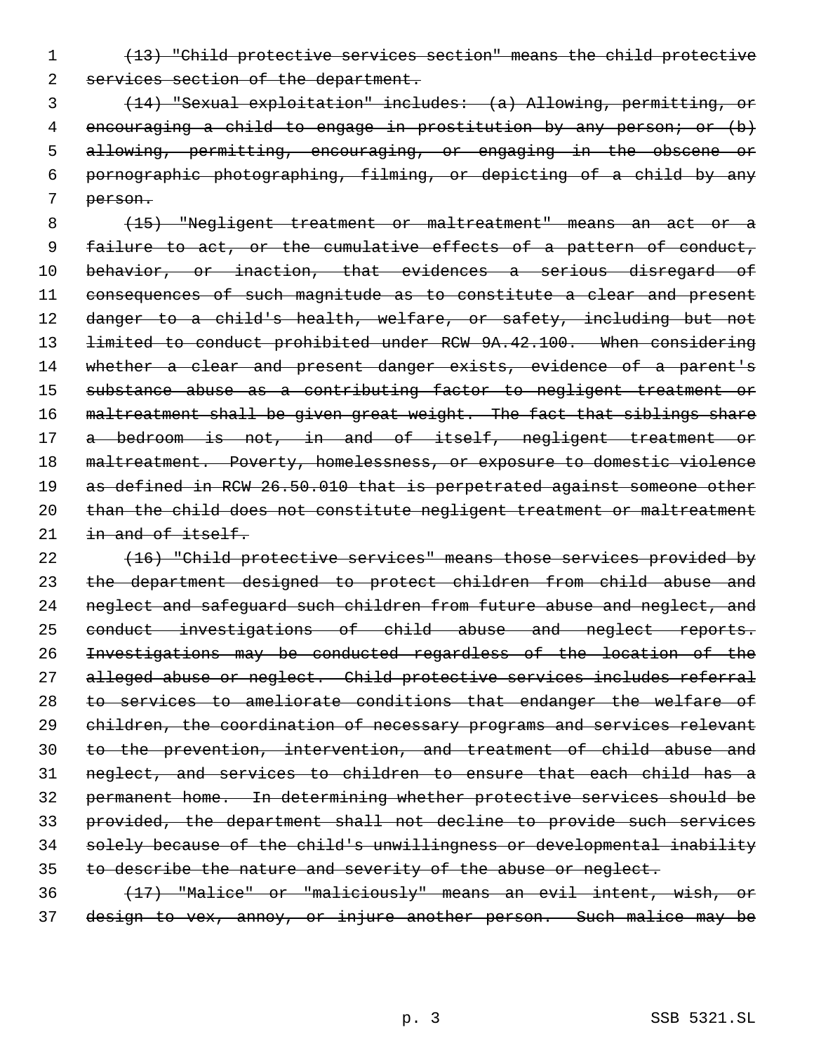~~(13) "Child protective services section" means the child protective services section of the department.~~

~~(14) "Sexual exploitation" includes: (a) Allowing, permitting, or encouraging a child to engage in prostitution by any person; or (b) allowing, permitting, encouraging, or engaging in the obscene or pornographic photographing, filming, or depicting of a child by any person.~~

~~(15) "Negligent treatment or maltreatment" means an act or a failure to act, or the cumulative effects of a pattern of conduct, behavior, or inaction, that evidences a serious disregard of consequences of such magnitude as to constitute a clear and present danger to a child's health, welfare, or safety, including but not limited to conduct prohibited under RCW 9A.42.100. When considering whether a clear and present danger exists, evidence of a parent's substance abuse as a contributing factor to negligent treatment or maltreatment shall be given great weight. The fact that siblings share a bedroom is not, in and of itself, negligent treatment or maltreatment. Poverty, homelessness, or exposure to domestic violence as defined in RCW 26.50.010 that is perpetrated against someone other than the child does not constitute negligent treatment or maltreatment in and of itself.~~

~~(16) "Child protective services" means those services provided by the department designed to protect children from child abuse and neglect and safeguard such children from future abuse and neglect, and conduct investigations of child abuse and neglect reports. Investigations may be conducted regardless of the location of the alleged abuse or neglect. Child protective services includes referral to services to ameliorate conditions that endanger the welfare of children, the coordination of necessary programs and services relevant to the prevention, intervention, and treatment of child abuse and neglect, and services to children to ensure that each child has a permanent home. In determining whether protective services should be provided, the department shall not decline to provide such services solely because of the child's unwillingness or developmental inability to describe the nature and severity of the abuse or neglect.~~

~~(17) "Malice" or "maliciously" means an evil intent, wish, or design to vex, annoy, or injure another person. Such malice may be~~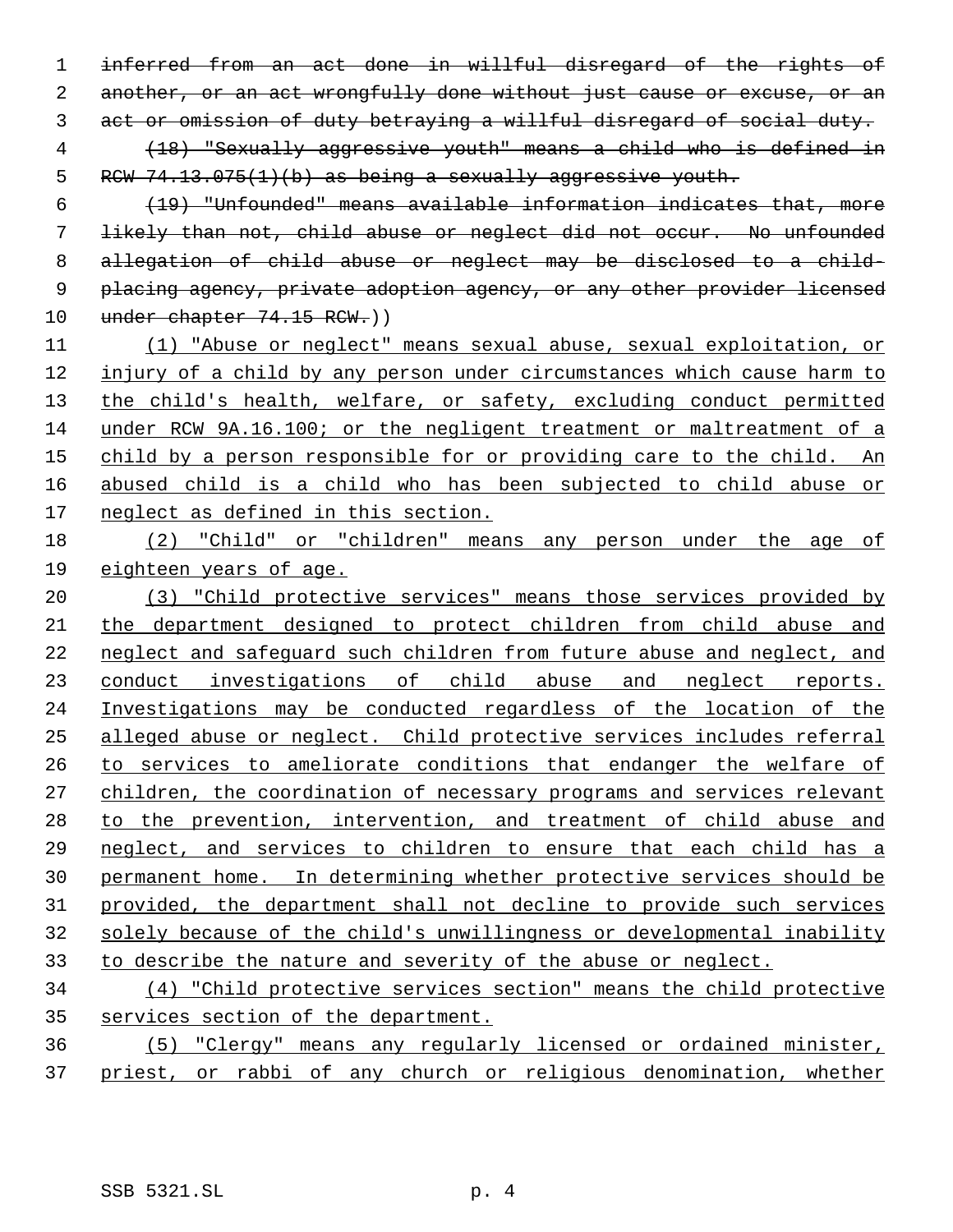~~inferred from an act done in willful disregard of the rights of another, or an act wrongfully done without just cause or excuse, or an act or omission of duty betraying a willful disregard of social duty.~~

~~(18) "Sexually aggressive youth" means a child who is defined in RCW 74.13.075(1)(b) as being a sexually aggressive youth.~~

~~(19) "Unfounded" means available information indicates that, more likely than not, child abuse or neglect did not occur. No unfounded allegation of child abuse or neglect may be disclosed to a child-placing agency, private adoption agency, or any other provider licensed under chapter 74.15 RCW.~~))

<u>(1) "Abuse or neglect" means sexual abuse, sexual exploitation, or injury of a child by any person under circumstances which cause harm to the child's health, welfare, or safety, excluding conduct permitted under RCW 9A.16.100; or the negligent treatment or maltreatment of a child by a person responsible for or providing care to the child. An abused child is a child who has been subjected to child abuse or neglect as defined in this section.</u>

<u>(2) "Child" or "children" means any person under the age of eighteen years of age.</u>

<u>(3) "Child protective services" means those services provided by the department designed to protect children from child abuse and neglect and safeguard such children from future abuse and neglect, and conduct investigations of child abuse and neglect reports. Investigations may be conducted regardless of the location of the alleged abuse or neglect. Child protective services includes referral to services to ameliorate conditions that endanger the welfare of children, the coordination of necessary programs and services relevant to the prevention, intervention, and treatment of child abuse and neglect, and services to children to ensure that each child has a permanent home. In determining whether protective services should be provided, the department shall not decline to provide such services solely because of the child's unwillingness or developmental inability to describe the nature and severity of the abuse or neglect.</u>

<u>(4) "Child protective services section" means the child protective services section of the department.</u>

<u>(5) "Clergy" means any regularly licensed or ordained minister, priest, or rabbi of any church or religious denomination, whether</u>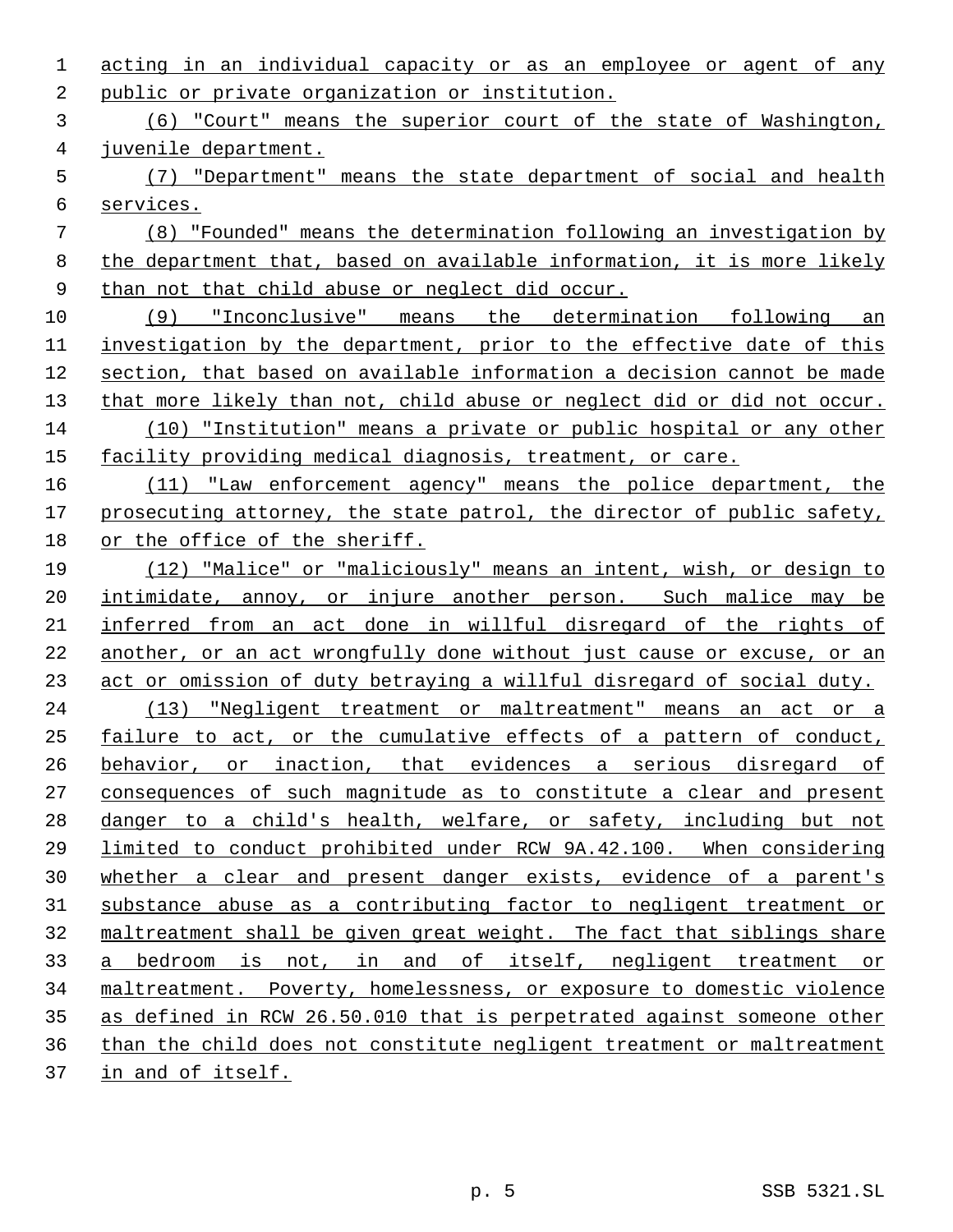acting in an individual capacity or as an employee or agent of any public or private organization or institution.

(6) "Court" means the superior court of the state of Washington, juvenile department.

(7) "Department" means the state department of social and health services.

(8) "Founded" means the determination following an investigation by the department that, based on available information, it is more likely than not that child abuse or neglect did occur.

(9) "Inconclusive" means the determination following an investigation by the department, prior to the effective date of this section, that based on available information a decision cannot be made that more likely than not, child abuse or neglect did or did not occur.

(10) "Institution" means a private or public hospital or any other facility providing medical diagnosis, treatment, or care.

(11) "Law enforcement agency" means the police department, the prosecuting attorney, the state patrol, the director of public safety, or the office of the sheriff.

(12) "Malice" or "maliciously" means an intent, wish, or design to intimidate, annoy, or injure another person. Such malice may be inferred from an act done in willful disregard of the rights of another, or an act wrongfully done without just cause or excuse, or an act or omission of duty betraying a willful disregard of social duty.

(13) "Negligent treatment or maltreatment" means an act or a failure to act, or the cumulative effects of a pattern of conduct, behavior, or inaction, that evidences a serious disregard of consequences of such magnitude as to constitute a clear and present danger to a child's health, welfare, or safety, including but not limited to conduct prohibited under RCW 9A.42.100. When considering whether a clear and present danger exists, evidence of a parent's substance abuse as a contributing factor to negligent treatment or maltreatment shall be given great weight. The fact that siblings share a bedroom is not, in and of itself, negligent treatment or maltreatment. Poverty, homelessness, or exposure to domestic violence as defined in RCW 26.50.010 that is perpetrated against someone other than the child does not constitute negligent treatment or maltreatment in and of itself.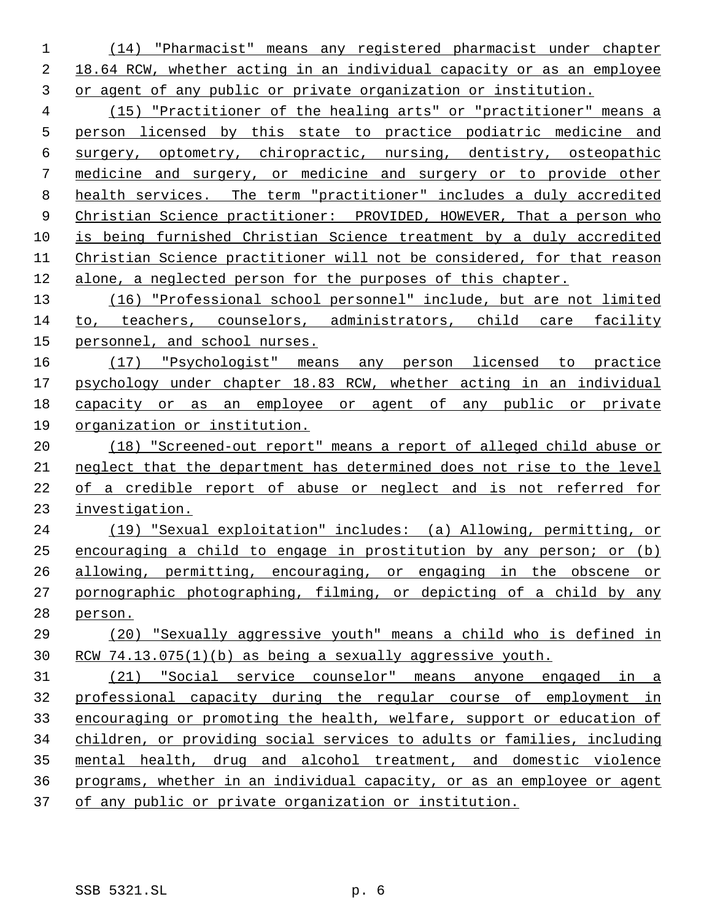(14) "Pharmacist" means any registered pharmacist under chapter 18.64 RCW, whether acting in an individual capacity or as an employee or agent of any public or private organization or institution.

(15) "Practitioner of the healing arts" or "practitioner" means a person licensed by this state to practice podiatric medicine and surgery, optometry, chiropractic, nursing, dentistry, osteopathic medicine and surgery, or medicine and surgery or to provide other health services. The term "practitioner" includes a duly accredited Christian Science practitioner: PROVIDED, HOWEVER, That a person who is being furnished Christian Science treatment by a duly accredited Christian Science practitioner will not be considered, for that reason alone, a neglected person for the purposes of this chapter.

(16) "Professional school personnel" include, but are not limited to, teachers, counselors, administrators, child care facility personnel, and school nurses.

(17) "Psychologist" means any person licensed to practice psychology under chapter 18.83 RCW, whether acting in an individual capacity or as an employee or agent of any public or private organization or institution.

(18) "Screened-out report" means a report of alleged child abuse or neglect that the department has determined does not rise to the level of a credible report of abuse or neglect and is not referred for investigation.

(19) "Sexual exploitation" includes: (a) Allowing, permitting, or encouraging a child to engage in prostitution by any person; or (b) allowing, permitting, encouraging, or engaging in the obscene or pornographic photographing, filming, or depicting of a child by any person.

(20) "Sexually aggressive youth" means a child who is defined in RCW 74.13.075(1)(b) as being a sexually aggressive youth.

(21) "Social service counselor" means anyone engaged in a professional capacity during the regular course of employment in encouraging or promoting the health, welfare, support or education of children, or providing social services to adults or families, including mental health, drug and alcohol treatment, and domestic violence programs, whether in an individual capacity, or as an employee or agent of any public or private organization or institution.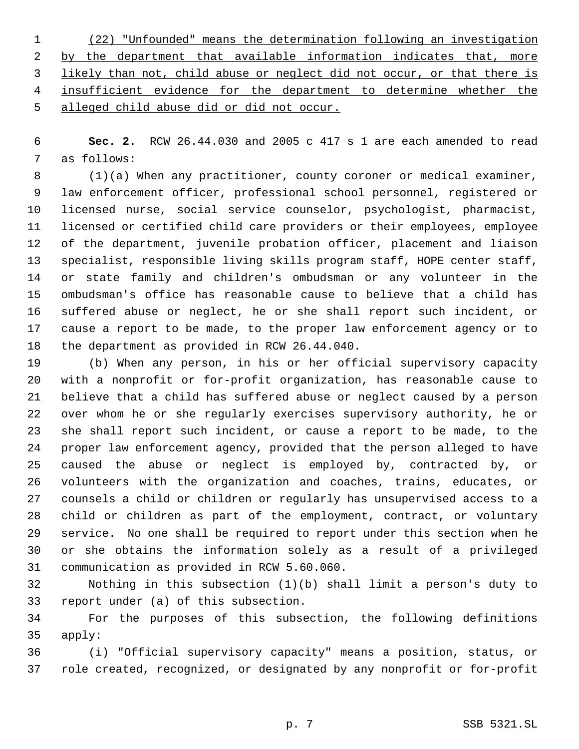(22) "Unfounded" means the determination following an investigation by the department that available information indicates that, more likely than not, child abuse or neglect did not occur, or that there is insufficient evidence for the department to determine whether the alleged child abuse did or did not occur.

**Sec. 2.** RCW 26.44.030 and 2005 c 417 s 1 are each amended to read as follows:

(1)(a) When any practitioner, county coroner or medical examiner, law enforcement officer, professional school personnel, registered or licensed nurse, social service counselor, psychologist, pharmacist, licensed or certified child care providers or their employees, employee of the department, juvenile probation officer, placement and liaison specialist, responsible living skills program staff, HOPE center staff, or state family and children's ombudsman or any volunteer in the ombudsman's office has reasonable cause to believe that a child has suffered abuse or neglect, he or she shall report such incident, or cause a report to be made, to the proper law enforcement agency or to the department as provided in RCW 26.44.040.

(b) When any person, in his or her official supervisory capacity with a nonprofit or for-profit organization, has reasonable cause to believe that a child has suffered abuse or neglect caused by a person over whom he or she regularly exercises supervisory authority, he or she shall report such incident, or cause a report to be made, to the proper law enforcement agency, provided that the person alleged to have caused the abuse or neglect is employed by, contracted by, or volunteers with the organization and coaches, trains, educates, or counsels a child or children or regularly has unsupervised access to a child or children as part of the employment, contract, or voluntary service. No one shall be required to report under this section when he or she obtains the information solely as a result of a privileged communication as provided in RCW 5.60.060.

Nothing in this subsection (1)(b) shall limit a person's duty to report under (a) of this subsection.

For the purposes of this subsection, the following definitions apply:

(i) "Official supervisory capacity" means a position, status, or role created, recognized, or designated by any nonprofit or for-profit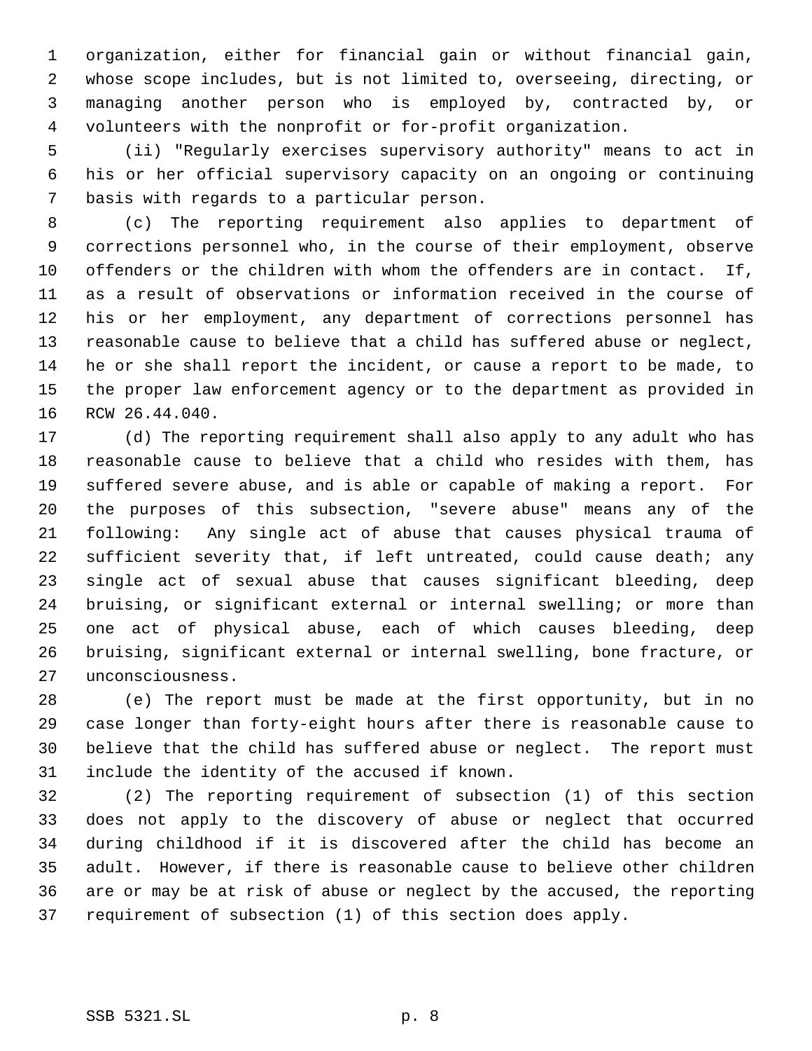organization, either for financial gain or without financial gain, whose scope includes, but is not limited to, overseeing, directing, or managing another person who is employed by, contracted by, or volunteers with the nonprofit or for-profit organization.

(ii) "Regularly exercises supervisory authority" means to act in his or her official supervisory capacity on an ongoing or continuing basis with regards to a particular person.

(c) The reporting requirement also applies to department of corrections personnel who, in the course of their employment, observe offenders or the children with whom the offenders are in contact. If, as a result of observations or information received in the course of his or her employment, any department of corrections personnel has reasonable cause to believe that a child has suffered abuse or neglect, he or she shall report the incident, or cause a report to be made, to the proper law enforcement agency or to the department as provided in RCW 26.44.040.

(d) The reporting requirement shall also apply to any adult who has reasonable cause to believe that a child who resides with them, has suffered severe abuse, and is able or capable of making a report. For the purposes of this subsection, "severe abuse" means any of the following: Any single act of abuse that causes physical trauma of sufficient severity that, if left untreated, could cause death; any single act of sexual abuse that causes significant bleeding, deep bruising, or significant external or internal swelling; or more than one act of physical abuse, each of which causes bleeding, deep bruising, significant external or internal swelling, bone fracture, or unconsciousness.

(e) The report must be made at the first opportunity, but in no case longer than forty-eight hours after there is reasonable cause to believe that the child has suffered abuse or neglect. The report must include the identity of the accused if known.

(2) The reporting requirement of subsection (1) of this section does not apply to the discovery of abuse or neglect that occurred during childhood if it is discovered after the child has become an adult. However, if there is reasonable cause to believe other children are or may be at risk of abuse or neglect by the accused, the reporting requirement of subsection (1) of this section does apply.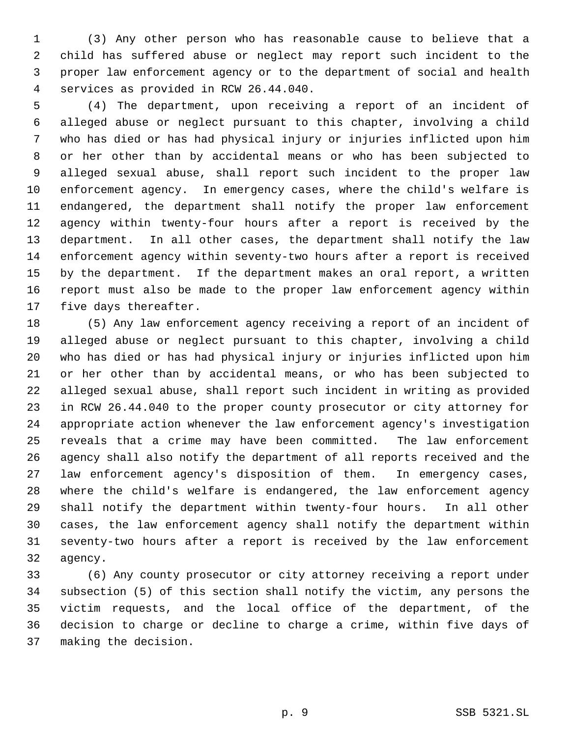(3) Any other person who has reasonable cause to believe that a child has suffered abuse or neglect may report such incident to the proper law enforcement agency or to the department of social and health services as provided in RCW 26.44.040.

(4) The department, upon receiving a report of an incident of alleged abuse or neglect pursuant to this chapter, involving a child who has died or has had physical injury or injuries inflicted upon him or her other than by accidental means or who has been subjected to alleged sexual abuse, shall report such incident to the proper law enforcement agency. In emergency cases, where the child's welfare is endangered, the department shall notify the proper law enforcement agency within twenty-four hours after a report is received by the department. In all other cases, the department shall notify the law enforcement agency within seventy-two hours after a report is received by the department. If the department makes an oral report, a written report must also be made to the proper law enforcement agency within five days thereafter.

(5) Any law enforcement agency receiving a report of an incident of alleged abuse or neglect pursuant to this chapter, involving a child who has died or has had physical injury or injuries inflicted upon him or her other than by accidental means, or who has been subjected to alleged sexual abuse, shall report such incident in writing as provided in RCW 26.44.040 to the proper county prosecutor or city attorney for appropriate action whenever the law enforcement agency's investigation reveals that a crime may have been committed. The law enforcement agency shall also notify the department of all reports received and the law enforcement agency's disposition of them. In emergency cases, where the child's welfare is endangered, the law enforcement agency shall notify the department within twenty-four hours. In all other cases, the law enforcement agency shall notify the department within seventy-two hours after a report is received by the law enforcement agency.

(6) Any county prosecutor or city attorney receiving a report under subsection (5) of this section shall notify the victim, any persons the victim requests, and the local office of the department, of the decision to charge or decline to charge a crime, within five days of making the decision.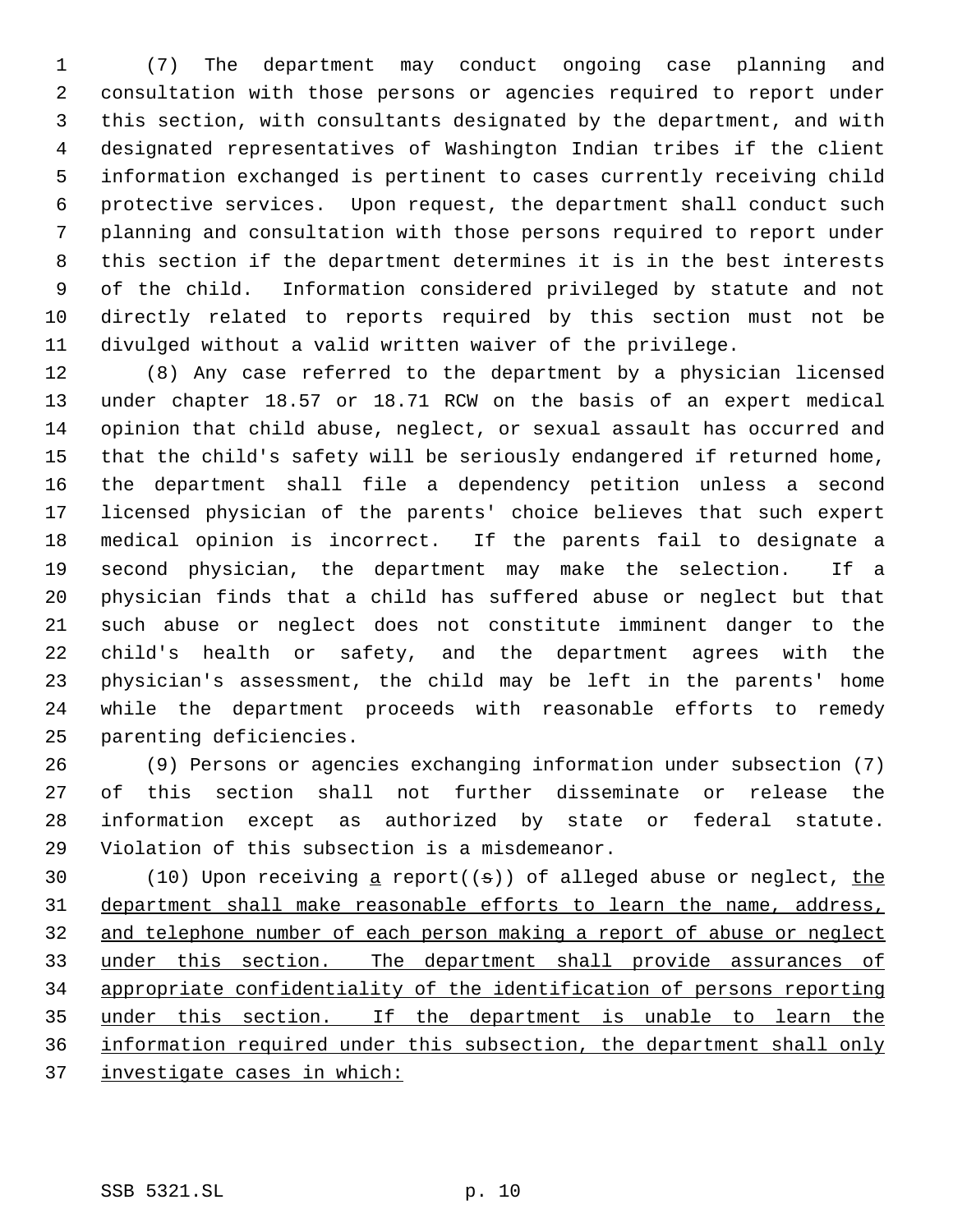(7) The department may conduct ongoing case planning and consultation with those persons or agencies required to report under this section, with consultants designated by the department, and with designated representatives of Washington Indian tribes if the client information exchanged is pertinent to cases currently receiving child protective services. Upon request, the department shall conduct such planning and consultation with those persons required to report under this section if the department determines it is in the best interests of the child. Information considered privileged by statute and not directly related to reports required by this section must not be divulged without a valid written waiver of the privilege.

(8) Any case referred to the department by a physician licensed under chapter 18.57 or 18.71 RCW on the basis of an expert medical opinion that child abuse, neglect, or sexual assault has occurred and that the child's safety will be seriously endangered if returned home, the department shall file a dependency petition unless a second licensed physician of the parents' choice believes that such expert medical opinion is incorrect. If the parents fail to designate a second physician, the department may make the selection. If a physician finds that a child has suffered abuse or neglect but that such abuse or neglect does not constitute imminent danger to the child's health or safety, and the department agrees with the physician's assessment, the child may be left in the parents' home while the department proceeds with reasonable efforts to remedy parenting deficiencies.

(9) Persons or agencies exchanging information under subsection (7) of this section shall not further disseminate or release the information except as authorized by state or federal statute. Violation of this subsection is a misdemeanor.

(10) Upon receiving <u>a</u> report((s)) of alleged abuse or neglect, <u>the department shall make reasonable efforts to learn the name, address, and telephone number of each person making a report of abuse or neglect under this section. The department shall provide assurances of appropriate confidentiality of the identification of persons reporting under this section. If the department is unable to learn the information required under this subsection, the department shall only investigate cases in which:</u>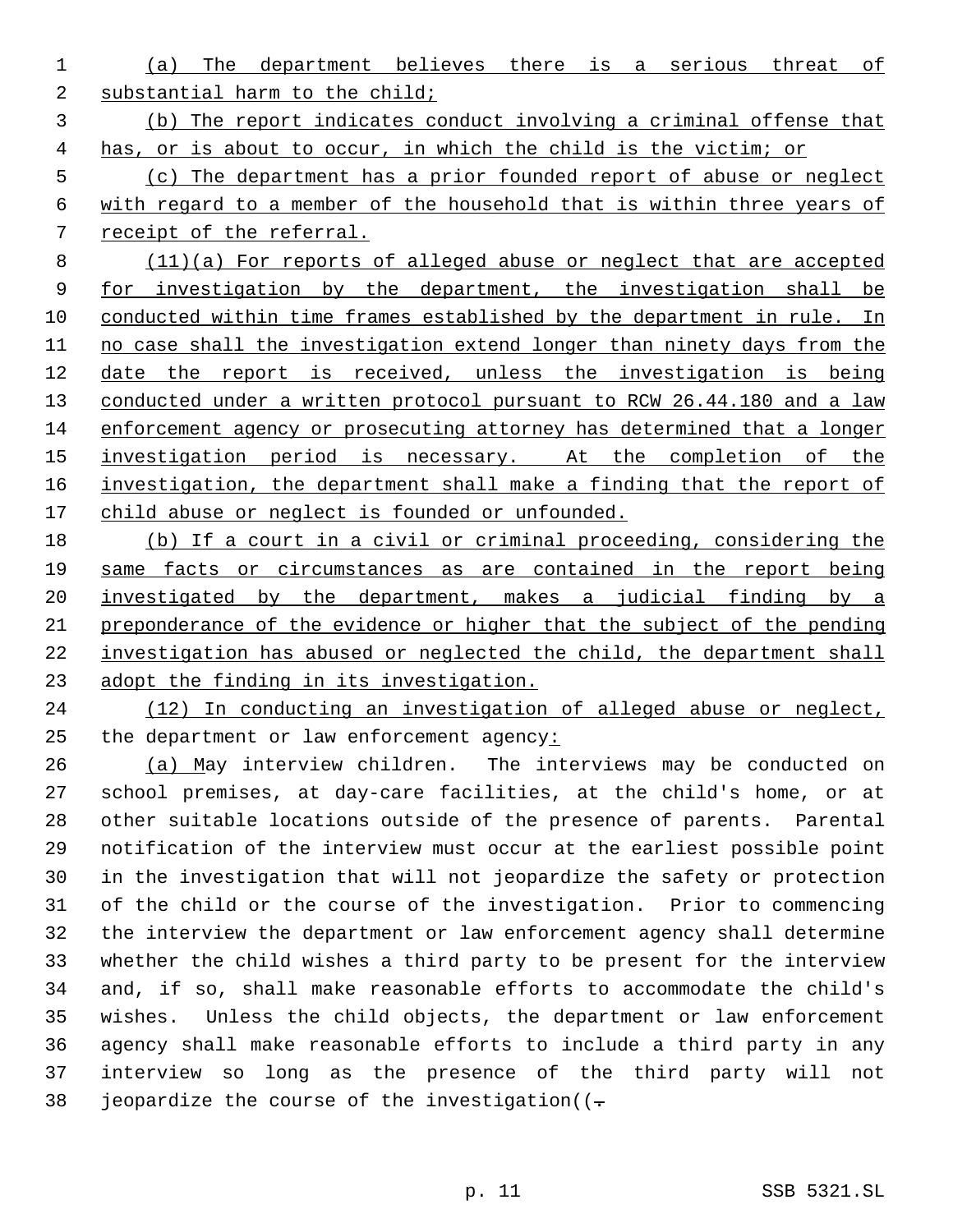(a) The department believes there is a serious threat of substantial harm to the child;

(b) The report indicates conduct involving a criminal offense that has, or is about to occur, in which the child is the victim; or

(c) The department has a prior founded report of abuse or neglect with regard to a member of the household that is within three years of receipt of the referral.

(11)(a) For reports of alleged abuse or neglect that are accepted for investigation by the department, the investigation shall be conducted within time frames established by the department in rule. In no case shall the investigation extend longer than ninety days from the date the report is received, unless the investigation is being conducted under a written protocol pursuant to RCW 26.44.180 and a law enforcement agency or prosecuting attorney has determined that a longer investigation period is necessary. At the completion of the investigation, the department shall make a finding that the report of child abuse or neglect is founded or unfounded.

(b) If a court in a civil or criminal proceeding, considering the same facts or circumstances as are contained in the report being investigated by the department, makes a judicial finding by a preponderance of the evidence or higher that the subject of the pending investigation has abused or neglected the child, the department shall adopt the finding in its investigation.

(12) In conducting an investigation of alleged abuse or neglect, the department or law enforcement agency:

(a) May interview children. The interviews may be conducted on school premises, at day-care facilities, at the child's home, or at other suitable locations outside of the presence of parents. Parental notification of the interview must occur at the earliest possible point in the investigation that will not jeopardize the safety or protection of the child or the course of the investigation. Prior to commencing the interview the department or law enforcement agency shall determine whether the child wishes a third party to be present for the interview and, if so, shall make reasonable efforts to accommodate the child's wishes. Unless the child objects, the department or law enforcement agency shall make reasonable efforts to include a third party in any interview so long as the presence of the third party will not jeopardize the course of the investigation((.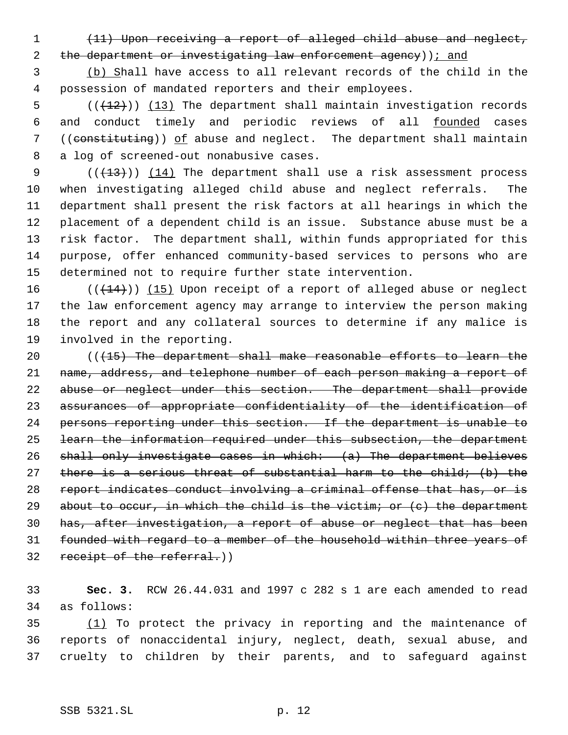~~(11) Upon receiving a report of alleged child abuse and neglect, the department or investigating law enforcement agency~~)); and

(b) Shall have access to all relevant records of the child in the possession of mandated reporters and their employees.

((~~(12)~~)) (13) The department shall maintain investigation records and conduct timely and periodic reviews of all founded cases ((~~constituting~~)) of abuse and neglect. The department shall maintain a log of screened-out nonabusive cases.

((~~(13)~~)) (14) The department shall use a risk assessment process when investigating alleged child abuse and neglect referrals. The department shall present the risk factors at all hearings in which the placement of a dependent child is an issue. Substance abuse must be a risk factor. The department shall, within funds appropriated for this purpose, offer enhanced community-based services to persons who are determined not to require further state intervention.

((~~(14)~~)) (15) Upon receipt of a report of alleged abuse or neglect the law enforcement agency may arrange to interview the person making the report and any collateral sources to determine if any malice is involved in the reporting.

((~~(15) The department shall make reasonable efforts to learn the name, address, and telephone number of each person making a report of abuse or neglect under this section. The department shall provide assurances of appropriate confidentiality of the identification of persons reporting under this section. If the department is unable to learn the information required under this subsection, the department shall only investigate cases in which: (a) The department believes there is a serious threat of substantial harm to the child; (b) the report indicates conduct involving a criminal offense that has, or is about to occur, in which the child is the victim; or (c) the department has, after investigation, a report of abuse or neglect that has been founded with regard to a member of the household within three years of receipt of the referral.~~))

**Sec. 3.** RCW 26.44.031 and 1997 c 282 s 1 are each amended to read as follows:

(1) To protect the privacy in reporting and the maintenance of reports of nonaccidental injury, neglect, death, sexual abuse, and cruelty to children by their parents, and to safeguard against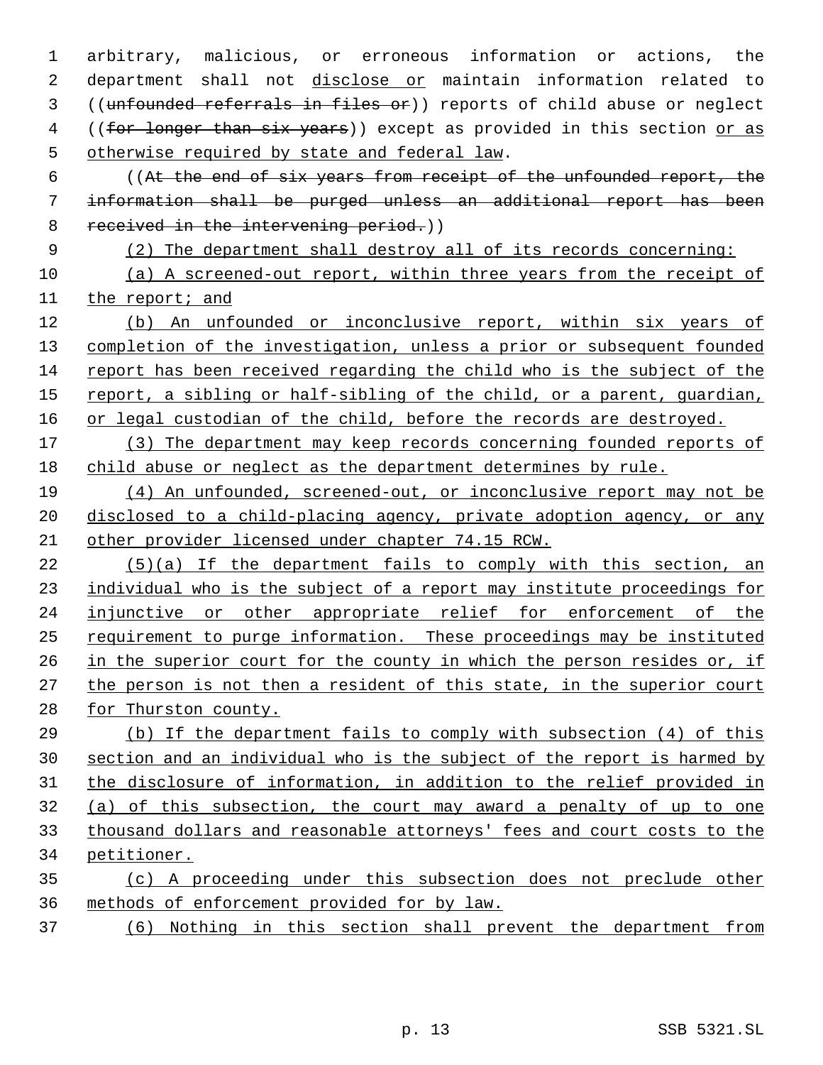arbitrary, malicious, or erroneous information or actions, the department shall not disclose or maintain information related to ((unfounded referrals in files or)) reports of child abuse or neglect ((for longer than six years)) except as provided in this section or as otherwise required by state and federal law.

((At the end of six years from receipt of the unfounded report, the information shall be purged unless an additional report has been received in the intervening period.))

(2) The department shall destroy all of its records concerning:

(a) A screened-out report, within three years from the receipt of the report; and

(b) An unfounded or inconclusive report, within six years of completion of the investigation, unless a prior or subsequent founded report has been received regarding the child who is the subject of the report, a sibling or half-sibling of the child, or a parent, guardian, or legal custodian of the child, before the records are destroyed.

(3) The department may keep records concerning founded reports of child abuse or neglect as the department determines by rule.

(4) An unfounded, screened-out, or inconclusive report may not be disclosed to a child-placing agency, private adoption agency, or any other provider licensed under chapter 74.15 RCW.

(5)(a) If the department fails to comply with this section, an individual who is the subject of a report may institute proceedings for injunctive or other appropriate relief for enforcement of the requirement to purge information. These proceedings may be instituted in the superior court for the county in which the person resides or, if the person is not then a resident of this state, in the superior court for Thurston county.

(b) If the department fails to comply with subsection (4) of this section and an individual who is the subject of the report is harmed by the disclosure of information, in addition to the relief provided in (a) of this subsection, the court may award a penalty of up to one thousand dollars and reasonable attorneys' fees and court costs to the petitioner.

(c) A proceeding under this subsection does not preclude other methods of enforcement provided for by law.

(6) Nothing in this section shall prevent the department from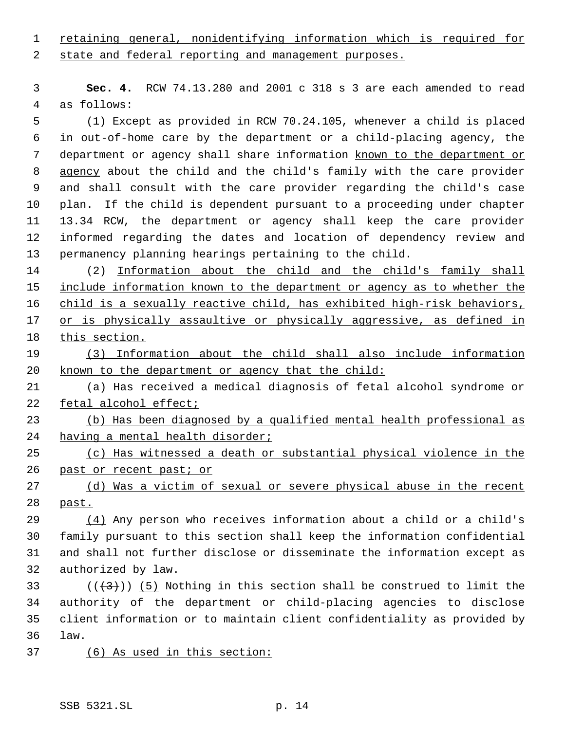retaining general, nonidentifying information which is required for state and federal reporting and management purposes.

**Sec. 4.** RCW 74.13.280 and 2001 c 318 s 3 are each amended to read as follows:

(1) Except as provided in RCW 70.24.105, whenever a child is placed in out-of-home care by the department or a child-placing agency, the department or agency shall share information known to the department or agency about the child and the child's family with the care provider and shall consult with the care provider regarding the child's case plan. If the child is dependent pursuant to a proceeding under chapter 13.34 RCW, the department or agency shall keep the care provider informed regarding the dates and location of dependency review and permanency planning hearings pertaining to the child.

(2) Information about the child and the child's family shall include information known to the department or agency as to whether the child is a sexually reactive child, has exhibited high-risk behaviors, or is physically assaultive or physically aggressive, as defined in this section.

(3) Information about the child shall also include information known to the department or agency that the child:

(a) Has received a medical diagnosis of fetal alcohol syndrome or fetal alcohol effect;

(b) Has been diagnosed by a qualified mental health professional as having a mental health disorder;

(c) Has witnessed a death or substantial physical violence in the past or recent past; or

(d) Was a victim of sexual or severe physical abuse in the recent past.

(4) Any person who receives information about a child or a child's family pursuant to this section shall keep the information confidential and shall not further disclose or disseminate the information except as authorized by law.

(((3))) (5) Nothing in this section shall be construed to limit the authority of the department or child-placing agencies to disclose client information or to maintain client confidentiality as provided by law.

(6) As used in this section: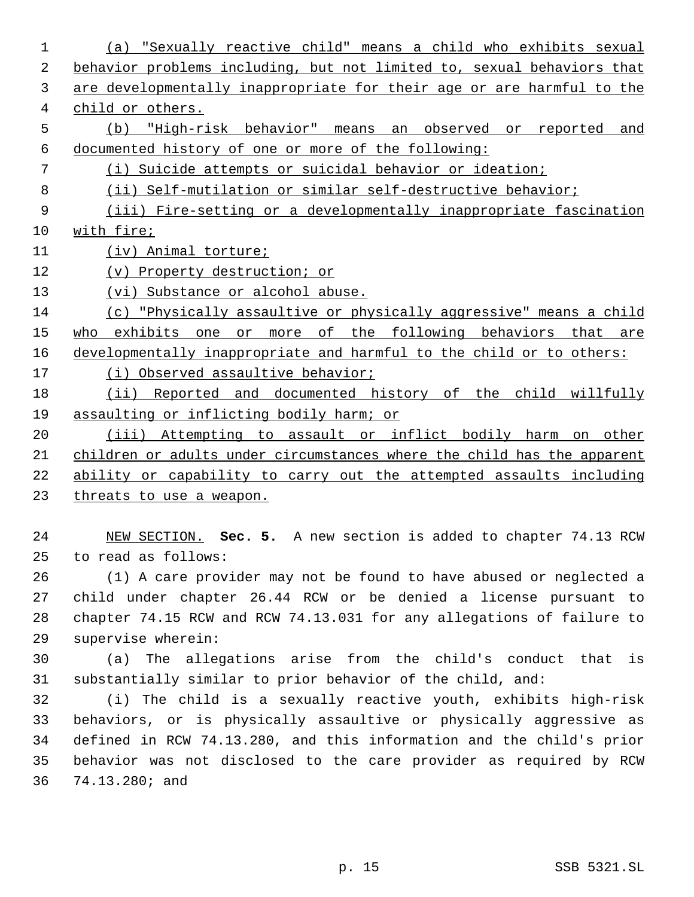(a) "Sexually reactive child" means a child who exhibits sexual behavior problems including, but not limited to, sexual behaviors that are developmentally inappropriate for their age or are harmful to the child or others.

(b) "High-risk behavior" means an observed or reported and documented history of one or more of the following:

(i) Suicide attempts or suicidal behavior or ideation;

(ii) Self-mutilation or similar self-destructive behavior;

(iii) Fire-setting or a developmentally inappropriate fascination with fire;

(iv) Animal torture;

(v) Property destruction; or

(vi) Substance or alcohol abuse.

(c) "Physically assaultive or physically aggressive" means a child who exhibits one or more of the following behaviors that are developmentally inappropriate and harmful to the child or to others:

(i) Observed assaultive behavior;

(ii) Reported and documented history of the child willfully assaulting or inflicting bodily harm; or

(iii) Attempting to assault or inflict bodily harm on other children or adults under circumstances where the child has the apparent ability or capability to carry out the attempted assaults including threats to use a weapon.

NEW SECTION. **Sec. 5.** A new section is added to chapter 74.13 RCW to read as follows:

(1) A care provider may not be found to have abused or neglected a child under chapter 26.44 RCW or be denied a license pursuant to chapter 74.15 RCW and RCW 74.13.031 for any allegations of failure to supervise wherein:

(a) The allegations arise from the child's conduct that is substantially similar to prior behavior of the child, and:

(i) The child is a sexually reactive youth, exhibits high-risk behaviors, or is physically assaultive or physically aggressive as defined in RCW 74.13.280, and this information and the child's prior behavior was not disclosed to the care provider as required by RCW 74.13.280; and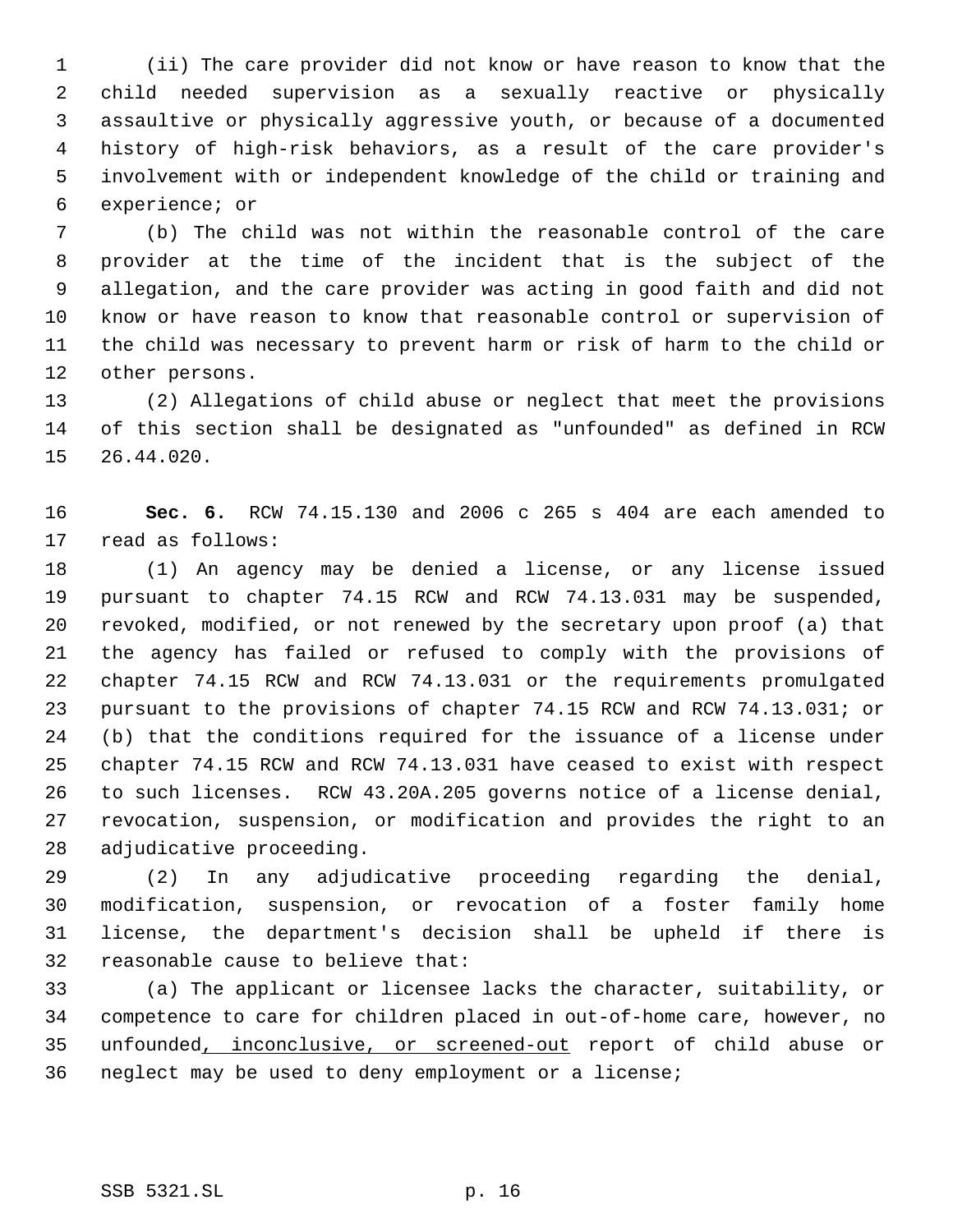(ii) The care provider did not know or have reason to know that the child needed supervision as a sexually reactive or physically assaultive or physically aggressive youth, or because of a documented history of high-risk behaviors, as a result of the care provider's involvement with or independent knowledge of the child or training and experience; or

(b) The child was not within the reasonable control of the care provider at the time of the incident that is the subject of the allegation, and the care provider was acting in good faith and did not know or have reason to know that reasonable control or supervision of the child was necessary to prevent harm or risk of harm to the child or other persons.

(2) Allegations of child abuse or neglect that meet the provisions of this section shall be designated as "unfounded" as defined in RCW 26.44.020.

**Sec. 6.** RCW 74.15.130 and 2006 c 265 s 404 are each amended to read as follows:

(1) An agency may be denied a license, or any license issued pursuant to chapter 74.15 RCW and RCW 74.13.031 may be suspended, revoked, modified, or not renewed by the secretary upon proof (a) that the agency has failed or refused to comply with the provisions of chapter 74.15 RCW and RCW 74.13.031 or the requirements promulgated pursuant to the provisions of chapter 74.15 RCW and RCW 74.13.031; or (b) that the conditions required for the issuance of a license under chapter 74.15 RCW and RCW 74.13.031 have ceased to exist with respect to such licenses. RCW 43.20A.205 governs notice of a license denial, revocation, suspension, or modification and provides the right to an adjudicative proceeding.

(2) In any adjudicative proceeding regarding the denial, modification, suspension, or revocation of a foster family home license, the department's decision shall be upheld if there is reasonable cause to believe that:

(a) The applicant or licensee lacks the character, suitability, or competence to care for children placed in out-of-home care, however, no unfounded<u>, inconclusive, or screened-out</u> report of child abuse or neglect may be used to deny employment or a license;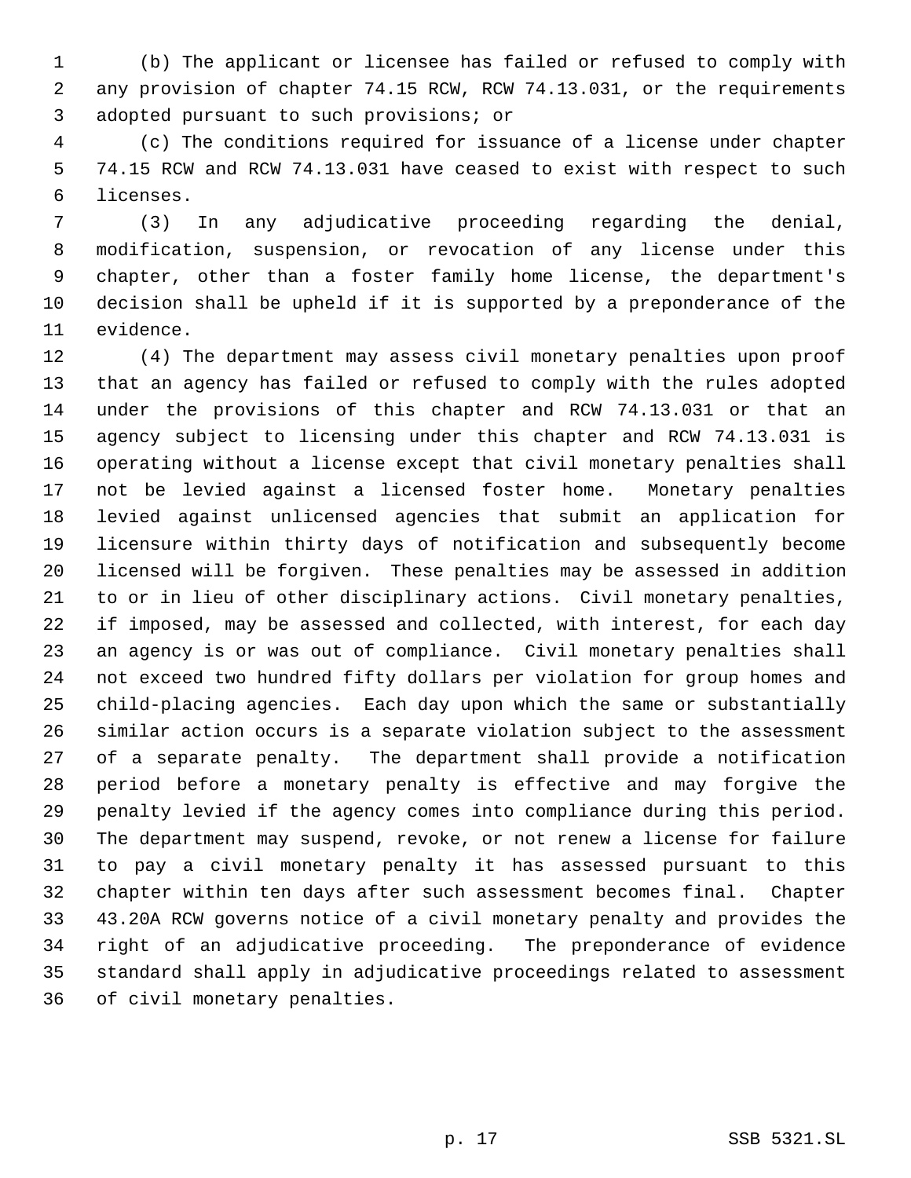(b) The applicant or licensee has failed or refused to comply with any provision of chapter 74.15 RCW, RCW 74.13.031, or the requirements adopted pursuant to such provisions; or

(c) The conditions required for issuance of a license under chapter 74.15 RCW and RCW 74.13.031 have ceased to exist with respect to such licenses.

(3) In any adjudicative proceeding regarding the denial, modification, suspension, or revocation of any license under this chapter, other than a foster family home license, the department's decision shall be upheld if it is supported by a preponderance of the evidence.

(4) The department may assess civil monetary penalties upon proof that an agency has failed or refused to comply with the rules adopted under the provisions of this chapter and RCW 74.13.031 or that an agency subject to licensing under this chapter and RCW 74.13.031 is operating without a license except that civil monetary penalties shall not be levied against a licensed foster home. Monetary penalties levied against unlicensed agencies that submit an application for licensure within thirty days of notification and subsequently become licensed will be forgiven. These penalties may be assessed in addition to or in lieu of other disciplinary actions. Civil monetary penalties, if imposed, may be assessed and collected, with interest, for each day an agency is or was out of compliance. Civil monetary penalties shall not exceed two hundred fifty dollars per violation for group homes and child-placing agencies. Each day upon which the same or substantially similar action occurs is a separate violation subject to the assessment of a separate penalty. The department shall provide a notification period before a monetary penalty is effective and may forgive the penalty levied if the agency comes into compliance during this period. The department may suspend, revoke, or not renew a license for failure to pay a civil monetary penalty it has assessed pursuant to this chapter within ten days after such assessment becomes final. Chapter 43.20A RCW governs notice of a civil monetary penalty and provides the right of an adjudicative proceeding. The preponderance of evidence standard shall apply in adjudicative proceedings related to assessment of civil monetary penalties.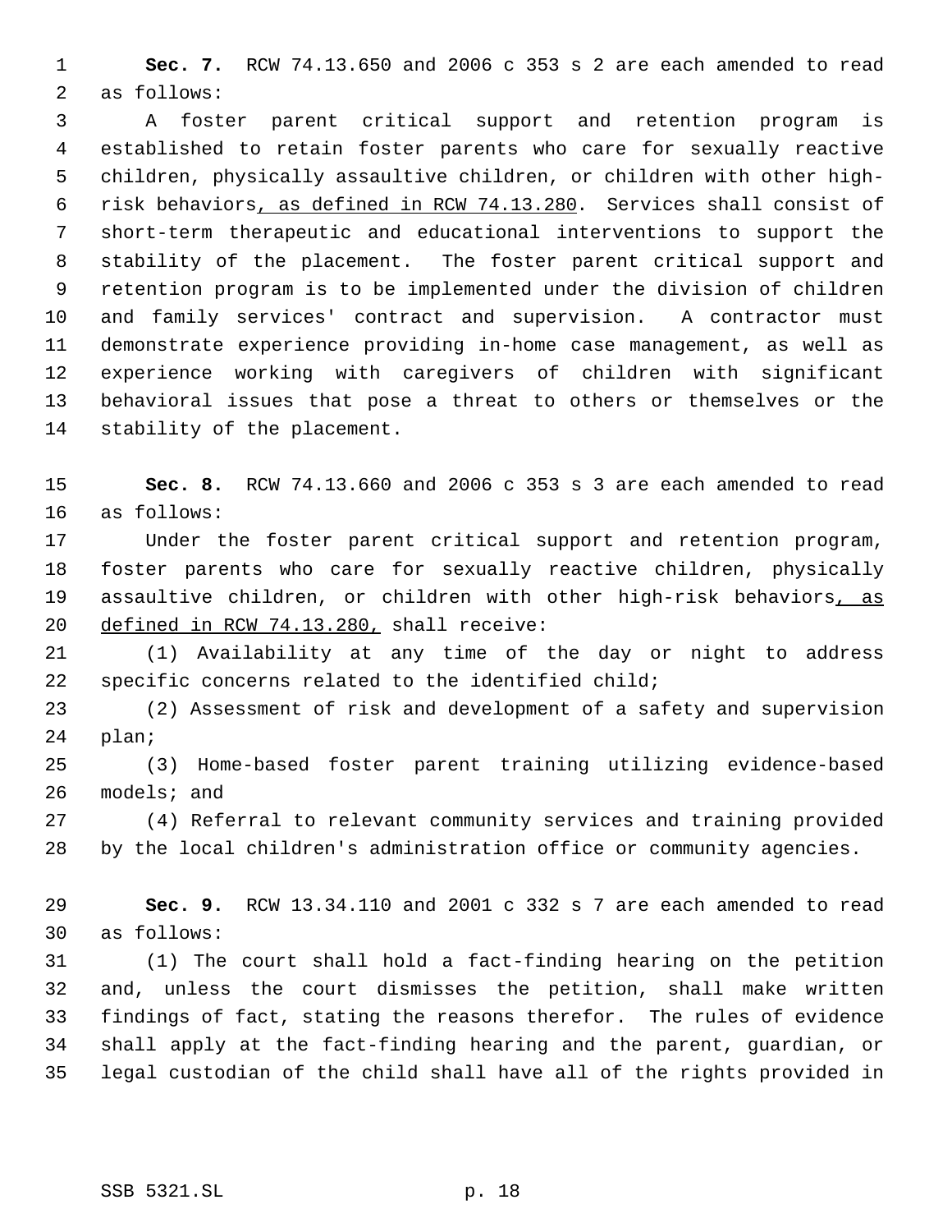**Sec. 7.** RCW 74.13.650 and 2006 c 353 s 2 are each amended to read as follows:

A foster parent critical support and retention program is established to retain foster parents who care for sexually reactive children, physically assaultive children, or children with other high-risk behaviors, as defined in RCW 74.13.280. Services shall consist of short-term therapeutic and educational interventions to support the stability of the placement. The foster parent critical support and retention program is to be implemented under the division of children and family services' contract and supervision. A contractor must demonstrate experience providing in-home case management, as well as experience working with caregivers of children with significant behavioral issues that pose a threat to others or themselves or the stability of the placement.

**Sec. 8.** RCW 74.13.660 and 2006 c 353 s 3 are each amended to read as follows:

Under the foster parent critical support and retention program, foster parents who care for sexually reactive children, physically assaultive children, or children with other high-risk behaviors, as defined in RCW 74.13.280, shall receive:

(1) Availability at any time of the day or night to address specific concerns related to the identified child;

(2) Assessment of risk and development of a safety and supervision plan;

(3) Home-based foster parent training utilizing evidence-based models; and

(4) Referral to relevant community services and training provided by the local children's administration office or community agencies.

**Sec. 9.** RCW 13.34.110 and 2001 c 332 s 7 are each amended to read as follows:

(1) The court shall hold a fact-finding hearing on the petition and, unless the court dismisses the petition, shall make written findings of fact, stating the reasons therefor. The rules of evidence shall apply at the fact-finding hearing and the parent, guardian, or legal custodian of the child shall have all of the rights provided in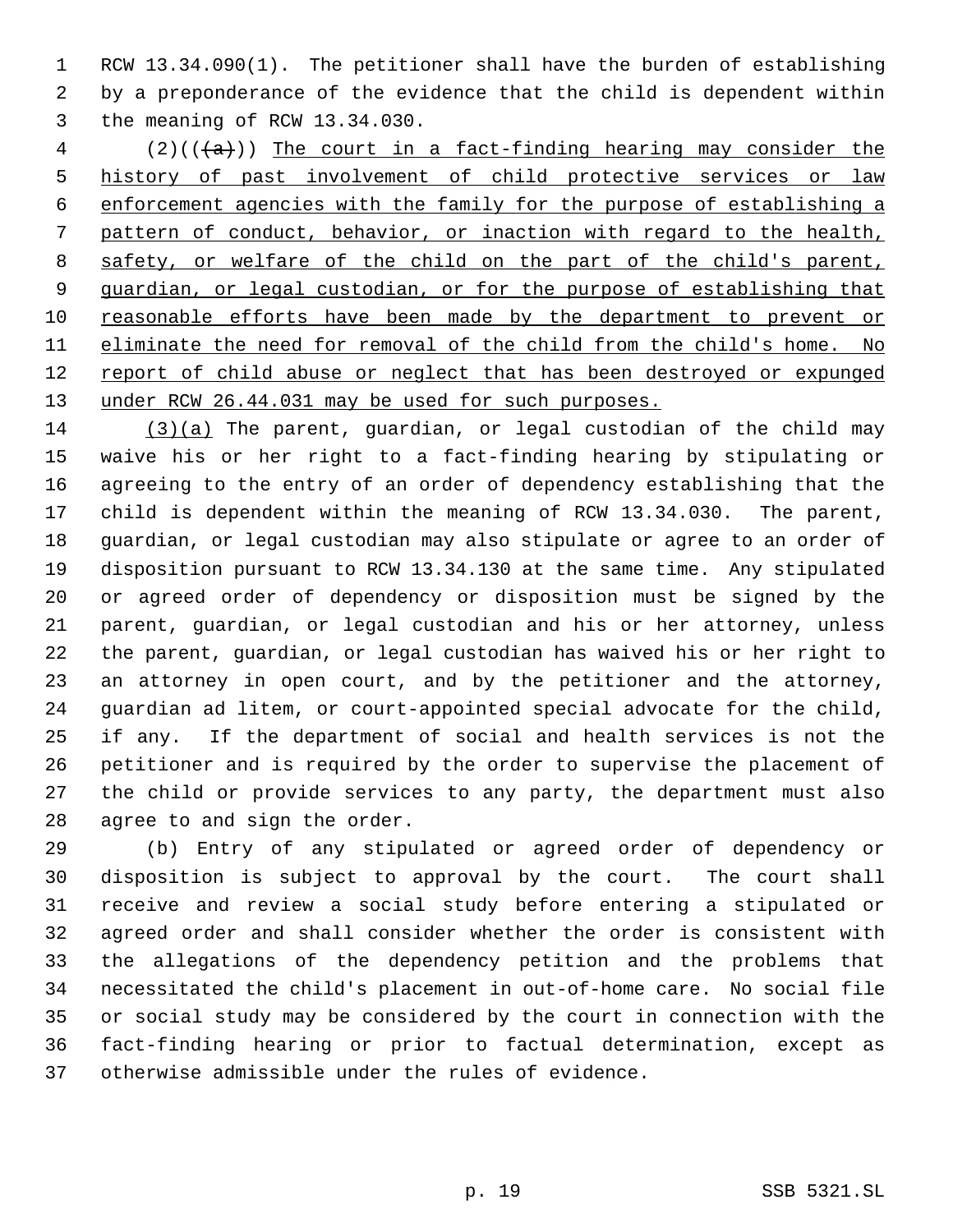RCW 13.34.090(1). The petitioner shall have the burden of establishing by a preponderance of the evidence that the child is dependent within the meaning of RCW 13.34.030.

(2)((~~(a)~~)) The court in a fact-finding hearing may consider the history of past involvement of child protective services or law enforcement agencies with the family for the purpose of establishing a pattern of conduct, behavior, or inaction with regard to the health, safety, or welfare of the child on the part of the child's parent, guardian, or legal custodian, or for the purpose of establishing that reasonable efforts have been made by the department to prevent or eliminate the need for removal of the child from the child's home. No report of child abuse or neglect that has been destroyed or expunged under RCW 26.44.031 may be used for such purposes.

(3)(a) The parent, guardian, or legal custodian of the child may waive his or her right to a fact-finding hearing by stipulating or agreeing to the entry of an order of dependency establishing that the child is dependent within the meaning of RCW 13.34.030. The parent, guardian, or legal custodian may also stipulate or agree to an order of disposition pursuant to RCW 13.34.130 at the same time. Any stipulated or agreed order of dependency or disposition must be signed by the parent, guardian, or legal custodian and his or her attorney, unless the parent, guardian, or legal custodian has waived his or her right to an attorney in open court, and by the petitioner and the attorney, guardian ad litem, or court-appointed special advocate for the child, if any. If the department of social and health services is not the petitioner and is required by the order to supervise the placement of the child or provide services to any party, the department must also agree to and sign the order.

(b) Entry of any stipulated or agreed order of dependency or disposition is subject to approval by the court. The court shall receive and review a social study before entering a stipulated or agreed order and shall consider whether the order is consistent with the allegations of the dependency petition and the problems that necessitated the child's placement in out-of-home care. No social file or social study may be considered by the court in connection with the fact-finding hearing or prior to factual determination, except as otherwise admissible under the rules of evidence.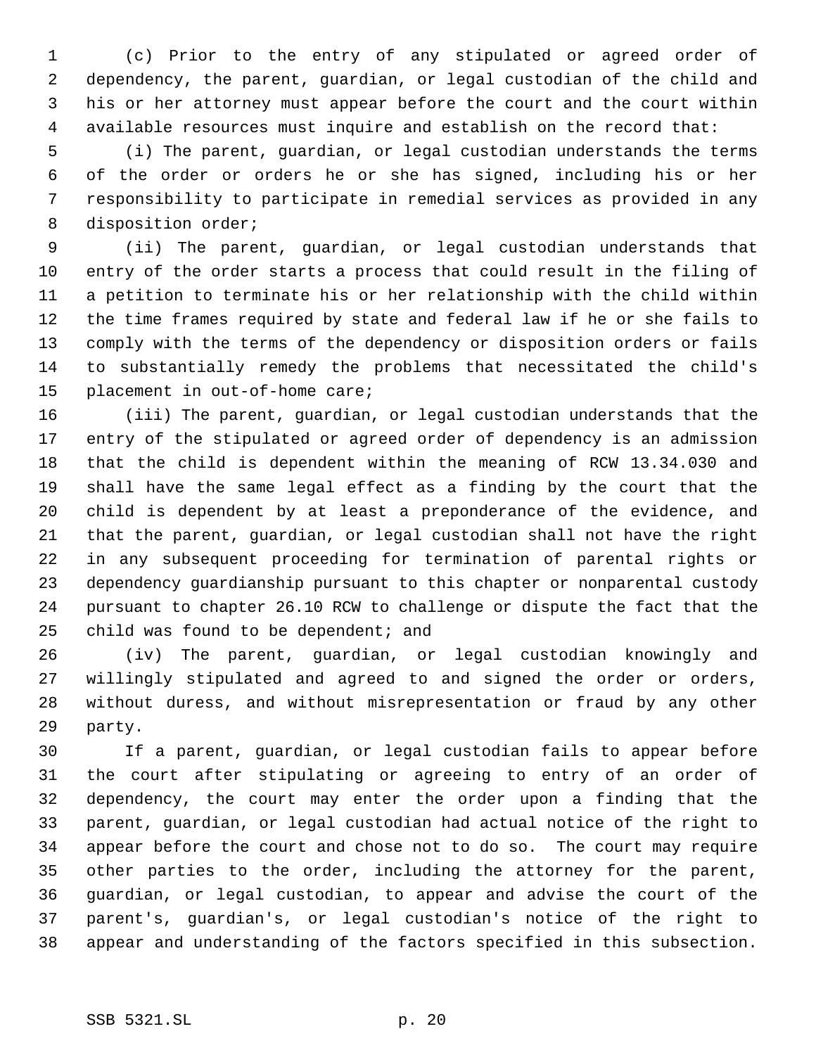(c) Prior to the entry of any stipulated or agreed order of dependency, the parent, guardian, or legal custodian of the child and his or her attorney must appear before the court and the court within available resources must inquire and establish on the record that:

(i) The parent, guardian, or legal custodian understands the terms of the order or orders he or she has signed, including his or her responsibility to participate in remedial services as provided in any disposition order;

(ii) The parent, guardian, or legal custodian understands that entry of the order starts a process that could result in the filing of a petition to terminate his or her relationship with the child within the time frames required by state and federal law if he or she fails to comply with the terms of the dependency or disposition orders or fails to substantially remedy the problems that necessitated the child's placement in out-of-home care;

(iii) The parent, guardian, or legal custodian understands that the entry of the stipulated or agreed order of dependency is an admission that the child is dependent within the meaning of RCW 13.34.030 and shall have the same legal effect as a finding by the court that the child is dependent by at least a preponderance of the evidence, and that the parent, guardian, or legal custodian shall not have the right in any subsequent proceeding for termination of parental rights or dependency guardianship pursuant to this chapter or nonparental custody pursuant to chapter 26.10 RCW to challenge or dispute the fact that the child was found to be dependent; and

(iv) The parent, guardian, or legal custodian knowingly and willingly stipulated and agreed to and signed the order or orders, without duress, and without misrepresentation or fraud by any other party.

If a parent, guardian, or legal custodian fails to appear before the court after stipulating or agreeing to entry of an order of dependency, the court may enter the order upon a finding that the parent, guardian, or legal custodian had actual notice of the right to appear before the court and chose not to do so. The court may require other parties to the order, including the attorney for the parent, guardian, or legal custodian, to appear and advise the court of the parent's, guardian's, or legal custodian's notice of the right to appear and understanding of the factors specified in this subsection.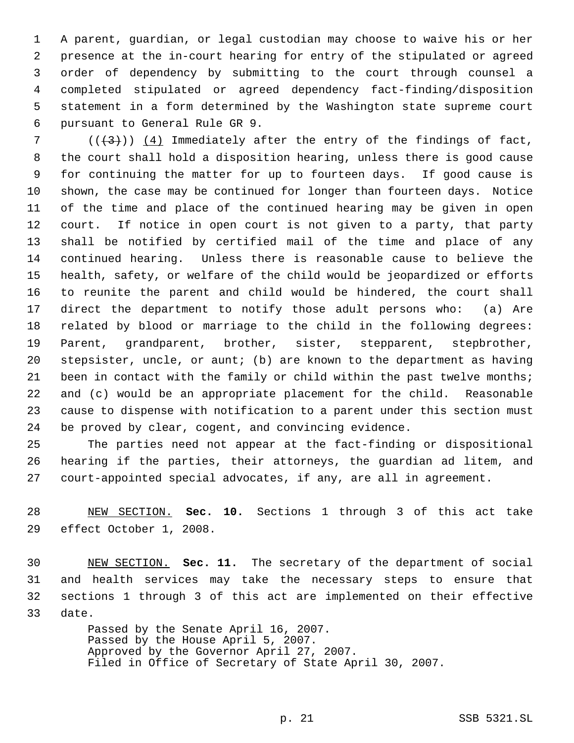A parent, guardian, or legal custodian may choose to waive his or her presence at the in-court hearing for entry of the stipulated or agreed order of dependency by submitting to the court through counsel a completed stipulated or agreed dependency fact-finding/disposition statement in a form determined by the Washington state supreme court pursuant to General Rule GR 9.

((~~(3)~~)) (4) Immediately after the entry of the findings of fact, the court shall hold a disposition hearing, unless there is good cause for continuing the matter for up to fourteen days. If good cause is shown, the case may be continued for longer than fourteen days. Notice of the time and place of the continued hearing may be given in open court. If notice in open court is not given to a party, that party shall be notified by certified mail of the time and place of any continued hearing. Unless there is reasonable cause to believe the health, safety, or welfare of the child would be jeopardized or efforts to reunite the parent and child would be hindered, the court shall direct the department to notify those adult persons who: (a) Are related by blood or marriage to the child in the following degrees: Parent, grandparent, brother, sister, stepparent, stepbrother, stepsister, uncle, or aunt; (b) are known to the department as having been in contact with the family or child within the past twelve months; and (c) would be an appropriate placement for the child. Reasonable cause to dispense with notification to a parent under this section must be proved by clear, cogent, and convincing evidence.

The parties need not appear at the fact-finding or dispositional hearing if the parties, their attorneys, the guardian ad litem, and court-appointed special advocates, if any, are all in agreement.

NEW SECTION. **Sec. 10.** Sections 1 through 3 of this act take effect October 1, 2008.

NEW SECTION. **Sec. 11.** The secretary of the department of social and health services may take the necessary steps to ensure that sections 1 through 3 of this act are implemented on their effective date.

Passed by the Senate April 16, 2007.
Passed by the House April 5, 2007.
Approved by the Governor April 27, 2007.
Filed in Office of Secretary of State April 30, 2007.